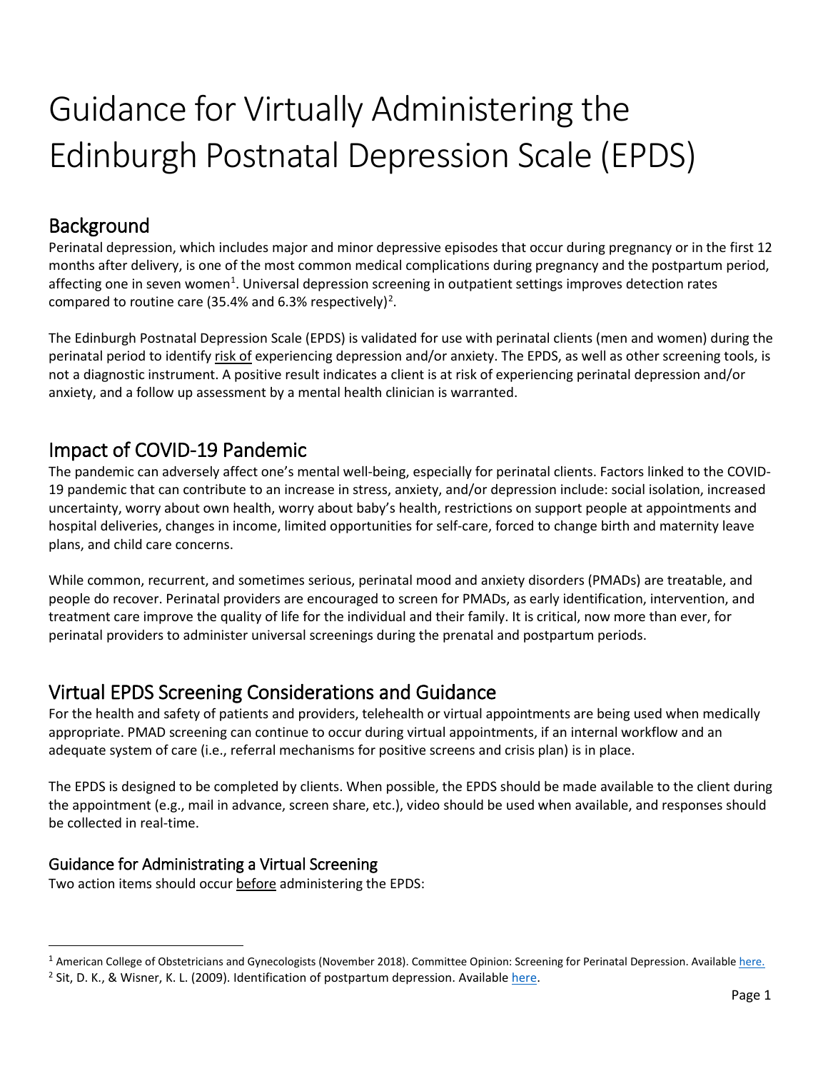# Guidance for Virtually Administering the Edinburgh Postnatal Depression Scale (EPDS)

## Background

Perinatal depression, which includes major and minor depressive episodes that occur during pregnancy or in the first 12 months after delivery, is one of the most common medical complications during pregnancy and the postpartum period, affecting one in seven women[1]. Universal depression screening in outpatient settings improves detection rates compared to routine care (35.4% and 6.3% respectively)[2].

The Edinburgh Postnatal Depression Scale (EPDS) is validated for use with perinatal clients (men and women) during the perinatal period to identify risk of experiencing depression and/or anxiety. The EPDS, as well as other screening tools, is not a diagnostic instrument. A positive result indicates a client is at risk of experiencing perinatal depression and/or anxiety, and a follow up assessment by a mental health clinician is warranted.

## Impact of COVID-19 Pandemic

The pandemic can adversely affect one's mental well-being, especially for perinatal clients. Factors linked to the COVID-19 pandemic that can contribute to an increase in stress, anxiety, and/or depression include: social isolation, increased uncertainty, worry about own health, worry about baby's health, restrictions on support people at appointments and hospital deliveries, changes in income, limited opportunities for self-care, forced to change birth and maternity leave plans, and child care concerns.

While common, recurrent, and sometimes serious, perinatal mood and anxiety disorders (PMADs) are treatable, and people do recover. Perinatal providers are encouraged to screen for PMADs, as early identification, intervention, and treatment care improve the quality of life for the individual and their family. It is critical, now more than ever, for perinatal providers to administer universal screenings during the prenatal and postpartum periods.

## Virtual EPDS Screening Considerations and Guidance

For the health and safety of patients and providers, telehealth or virtual appointments are being used when medically appropriate. PMAD screening can continue to occur during virtual appointments, if an internal workflow and an adequate system of care (i.e., referral mechanisms for positive screens and crisis plan) is in place.

The EPDS is designed to be completed by clients. When possible, the EPDS should be made available to the client during the appointment (e.g., mail in advance, screen share, etc.), video should be used when available, and responses should be collected in real-time.

### Guidance for Administrating a Virtual Screening

Two action items should occur before administering the EPDS:

---

[1] American College of Obstetricians and Gynecologists (November 2018). Committee Opinion: Screening for Perinatal Depression. Available here.

[2] Sit, D. K., & Wisner, K. L. (2009). Identification of postpartum depression. Available here.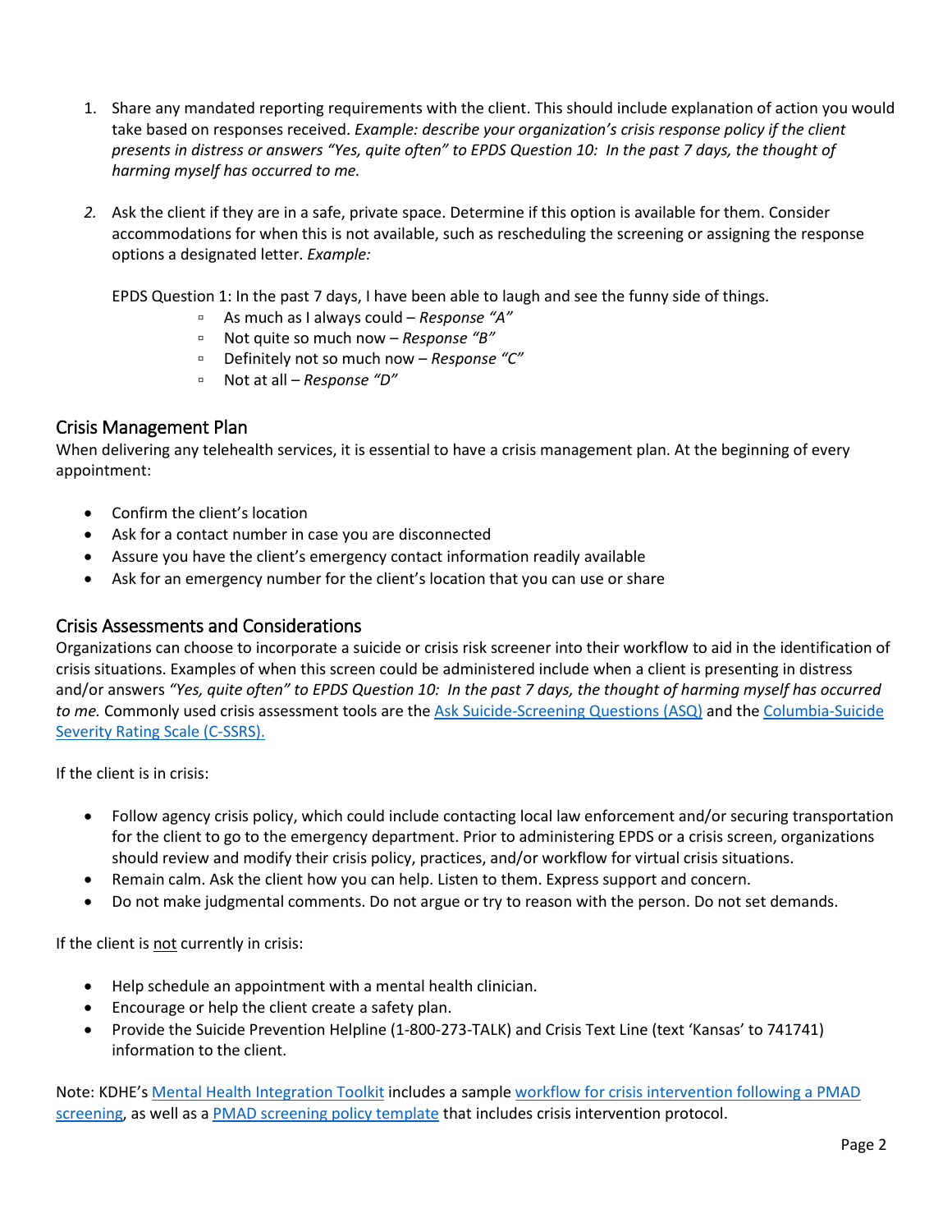1. Share any mandated reporting requirements with the client. This should include explanation of action you would take based on responses received. *Example: describe your organization's crisis response policy if the client presents in distress or answers "Yes, quite often" to EPDS Question 10: In the past 7 days, the thought of harming myself has occurred to me.*

2. Ask the client if they are in a safe, private space. Determine if this option is available for them. Consider accommodations for when this is not available, such as rescheduling the screening or assigning the response options a designated letter. *Example:*

   EPDS Question 1: In the past 7 days, I have been able to laugh and see the funny side of things.
   - As much as I always could – *Response "A"*
   - Not quite so much now – *Response "B"*
   - Definitely not so much now – *Response "C"*
   - Not at all – *Response "D"*

## Crisis Management Plan

When delivering any telehealth services, it is essential to have a crisis management plan. At the beginning of every appointment:

- Confirm the client's location
- Ask for a contact number in case you are disconnected
- Assure you have the client's emergency contact information readily available
- Ask for an emergency number for the client's location that you can use or share

## Crisis Assessments and Considerations

Organizations can choose to incorporate a suicide or crisis risk screener into their workflow to aid in the identification of crisis situations. Examples of when this screen could be administered include when a client is presenting in distress and/or answers *"Yes, quite often" to EPDS Question 10: In the past 7 days, the thought of harming myself has occurred to me.* Commonly used crisis assessment tools are the Ask Suicide-Screening Questions (ASQ) and the Columbia-Suicide Severity Rating Scale (C-SSRS).

If the client is in crisis:

- Follow agency crisis policy, which could include contacting local law enforcement and/or securing transportation for the client to go to the emergency department. Prior to administering EPDS or a crisis screen, organizations should review and modify their crisis policy, practices, and/or workflow for virtual crisis situations.
- Remain calm. Ask the client how you can help. Listen to them. Express support and concern.
- Do not make judgmental comments. Do not argue or try to reason with the person. Do not set demands.

If the client is not currently in crisis:

- Help schedule an appointment with a mental health clinician.
- Encourage or help the client create a safety plan.
- Provide the Suicide Prevention Helpline (1-800-273-TALK) and Crisis Text Line (text 'Kansas' to 741741) information to the client.

Note: KDHE's Mental Health Integration Toolkit includes a sample workflow for crisis intervention following a PMAD screening, as well as a PMAD screening policy template that includes crisis intervention protocol.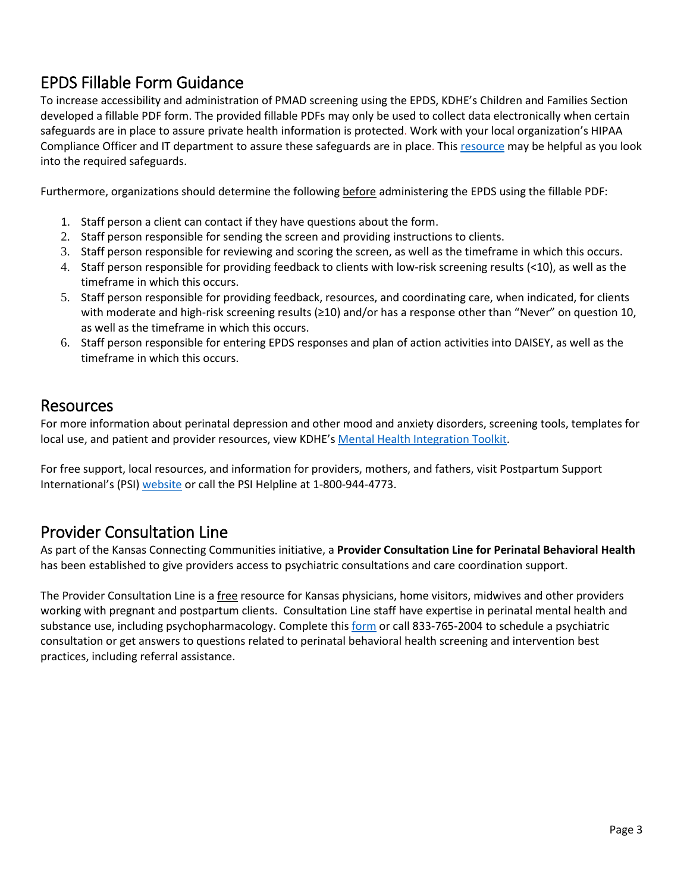## EPDS Fillable Form Guidance

To increase accessibility and administration of PMAD screening using the EPDS, KDHE's Children and Families Section developed a fillable PDF form. The provided fillable PDFs may only be used to collect data electronically when certain safeguards are in place to assure private health information is protected. Work with your local organization's HIPAA Compliance Officer and IT department to assure these safeguards are in place. This resource may be helpful as you look into the required safeguards.

Furthermore, organizations should determine the following before administering the EPDS using the fillable PDF:

1. Staff person a client can contact if they have questions about the form.
2. Staff person responsible for sending the screen and providing instructions to clients.
3. Staff person responsible for reviewing and scoring the screen, as well as the timeframe in which this occurs.
4. Staff person responsible for providing feedback to clients with low-risk screening results (<10), as well as the timeframe in which this occurs.
5. Staff person responsible for providing feedback, resources, and coordinating care, when indicated, for clients with moderate and high-risk screening results (≥10) and/or has a response other than "Never" on question 10, as well as the timeframe in which this occurs.
6. Staff person responsible for entering EPDS responses and plan of action activities into DAISEY, as well as the timeframe in which this occurs.

## Resources

For more information about perinatal depression and other mood and anxiety disorders, screening tools, templates for local use, and patient and provider resources, view KDHE's Mental Health Integration Toolkit.

For free support, local resources, and information for providers, mothers, and fathers, visit Postpartum Support International's (PSI) website or call the PSI Helpline at 1-800-944-4773.

## Provider Consultation Line

As part of the Kansas Connecting Communities initiative, a **Provider Consultation Line for Perinatal Behavioral Health** has been established to give providers access to psychiatric consultations and care coordination support.

The Provider Consultation Line is a free resource for Kansas physicians, home visitors, midwives and other providers working with pregnant and postpartum clients. Consultation Line staff have expertise in perinatal mental health and substance use, including psychopharmacology. Complete this form or call 833-765-2004 to schedule a psychiatric consultation or get answers to questions related to perinatal behavioral health screening and intervention best practices, including referral assistance.